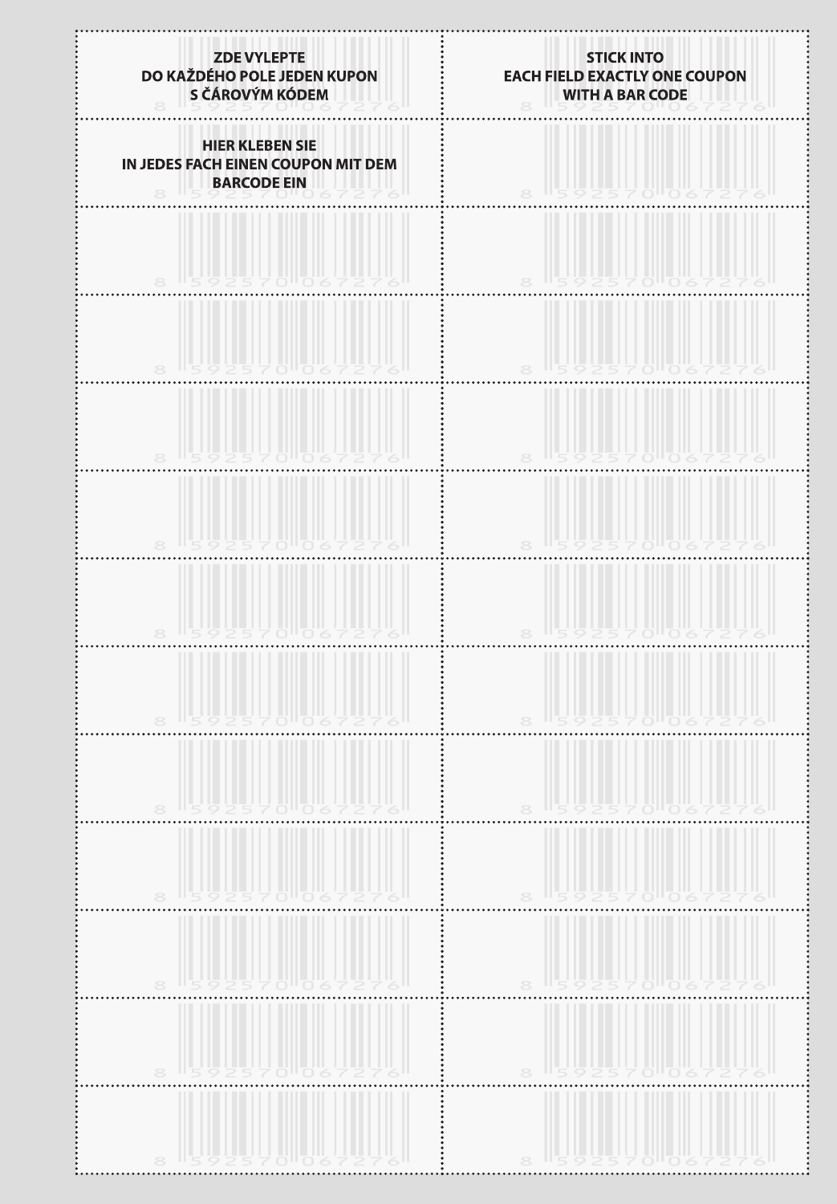**ZDE VYLEPTE**
**DO KAŽDÉHO POLE JEDEN KUPON**
**S ČÁROVÝM KÓDEM**

**STICK INTO**
**EACH FIELD EXACTLY ONE COUPON**
**WITH A BAR CODE**

**HIER KLEBEN SIE**
**IN JEDES FACH EINEN COUPON MIT DEM**
**BARCODE EIN**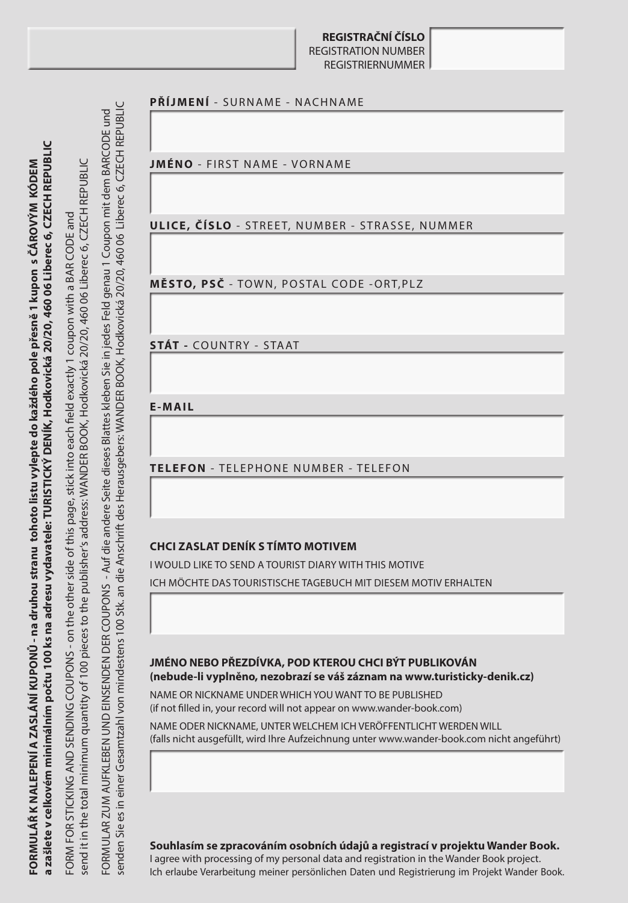**FORMULÁŘ K NALEPENÍ A ZASLÁNÍ KUPONŮ - na druhou stranu tohoto listu vylepte do každého pole přesně 1 kupon s ČÁROVÝM KÓDEM a zašlete v celkovém minimálním počtu 100 ks na adresu vydavatele: TURISTICKÝ DENÍK, Hodkovická 20/20, 460 06 Liberec 6, CZECH REPUBLIC**

FORM FOR STICKING AND SENDING COUPONS - on the other side of this page, stick into each field exactly 1 coupon with a BAR CODE and send it in the total minimum quantity of 100 pieces to the publisher's address: WANDER BOOK, Hodkovická 20/20, 460 06 Liberec 6, CZECH REPUBLIC

FORMULAR ZUM AUFKLEBEN UND EINSENDEN DER COUPONS - Auf die andere Seite dieses Blattes kleben Sie in jedes Feld genau 1 Coupon mit dem BARCODE und senden Sie es in einer Gesamtzahl von mindestens 100 Stk. an die Anschrift des Herausgebers: WANDER BOOK, Hodkovická 20/20, 460 06 Liberec 6, CZECH REPUBLIC

**REGISTRAČNÍ ČÍSLO**
REGISTRATION NUMBER
REGISTRIERNUMMER

**PŘÍJMENÍ** - SURNAME - NACHNAME

**JMÉNO** - FIRST NAME - VORNAME

**ULICE, ČÍSLO** - STREET, NUMBER - STRASSE, NUMMER

**MĚSTO, PSČ** - TOWN, POSTAL CODE -ORT,PLZ

**STÁT -** COUNTRY - STAAT

**E-MAIL**

**TELEFON** - TELEPHONE NUMBER - TELEFON

**CHCI ZASLAT DENÍK S TÍMTO MOTIVEM**

I WOULD LIKE TO SEND A TOURIST DIARY WITH THIS MOTIVE

ICH MÖCHTE DAS TOURISTISCHE TAGEBUCH MIT DIESEM MOTIV ERHALTEN

**JMÉNO NEBO PŘEZDÍVKA, POD KTEROU CHCI BÝT PUBLIKOVÁN**
**(nebude-li vyplněno, nezobrazí se váš záznam na www.turisticky-denik.cz)**

NAME OR NICKNAME UNDER WHICH YOU WANT TO BE PUBLISHED
(if not filled in, your record will not appear on www.wander-book.com)

NAME ODER NICKNAME, UNTER WELCHEM ICH VERÖFFENTLICHT WERDEN WILL
(falls nicht ausgefüllt, wird Ihre Aufzeichnung unter www.wander-book.com nicht angeführt)

**Souhlasím se zpracováním osobních údajů a registrací v projektu Wander Book.**
I agree with processing of my personal data and registration in the Wander Book project.
Ich erlaube Verarbeitung meiner persönlichen Daten und Registrierung im Projekt Wander Book.